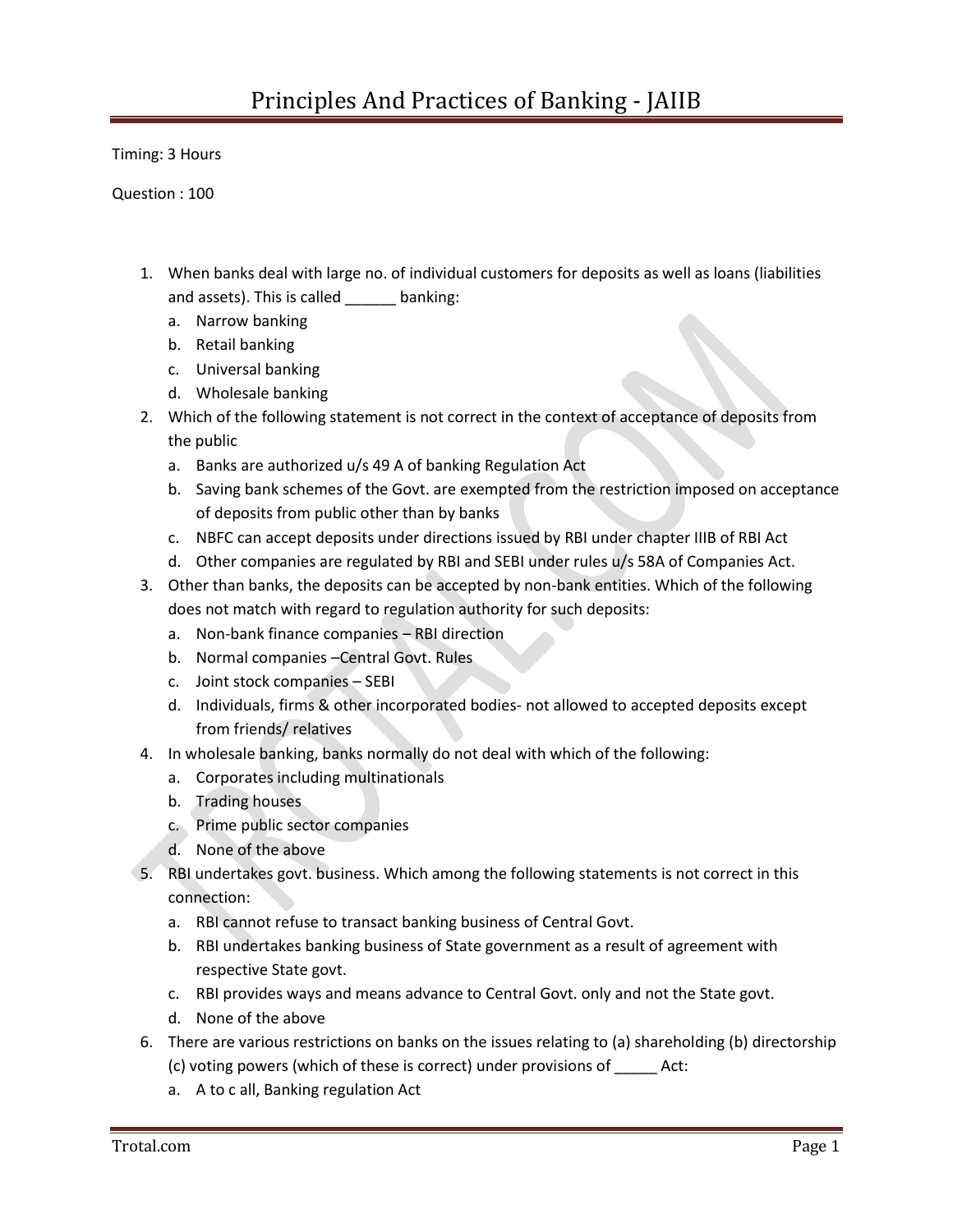# Principles And Practices of Banking - JAIIB

Timing: 3 Hours

Question : 100

1. When banks deal with large no. of individual customers for deposits as well as loans (liabilities and assets). This is called ______ banking:
   a. Narrow banking
   b. Retail banking
   c. Universal banking
   d. Wholesale banking
2. Which of the following statement is not correct in the context of acceptance of deposits from the public
   a. Banks are authorized u/s 49 A of banking Regulation Act
   b. Saving bank schemes of the Govt. are exempted from the restriction imposed on acceptance of deposits from public other than by banks
   c. NBFC can accept deposits under directions issued by RBI under chapter IIIB of RBI Act
   d. Other companies are regulated by RBI and SEBI under rules u/s 58A of Companies Act.
3. Other than banks, the deposits can be accepted by non-bank entities. Which of the following does not match with regard to regulation authority for such deposits:
   a. Non-bank finance companies – RBI direction
   b. Normal companies –Central Govt. Rules
   c. Joint stock companies – SEBI
   d. Individuals, firms & other incorporated bodies- not allowed to accepted deposits except from friends/ relatives
4. In wholesale banking, banks normally do not deal with which of the following:
   a. Corporates including multinationals
   b. Trading houses
   c. Prime public sector companies
   d. None of the above
5. RBI undertakes govt. business. Which among the following statements is not correct in this connection:
   a. RBI cannot refuse to transact banking business of Central Govt.
   b. RBI undertakes banking business of State government as a result of agreement with respective State govt.
   c. RBI provides ways and means advance to Central Govt. only and not the State govt.
   d. None of the above
6. There are various restrictions on banks on the issues relating to (a) shareholding (b) directorship (c) voting powers (which of these is correct) under provisions of _____ Act:
   a. A to c all, Banking regulation Act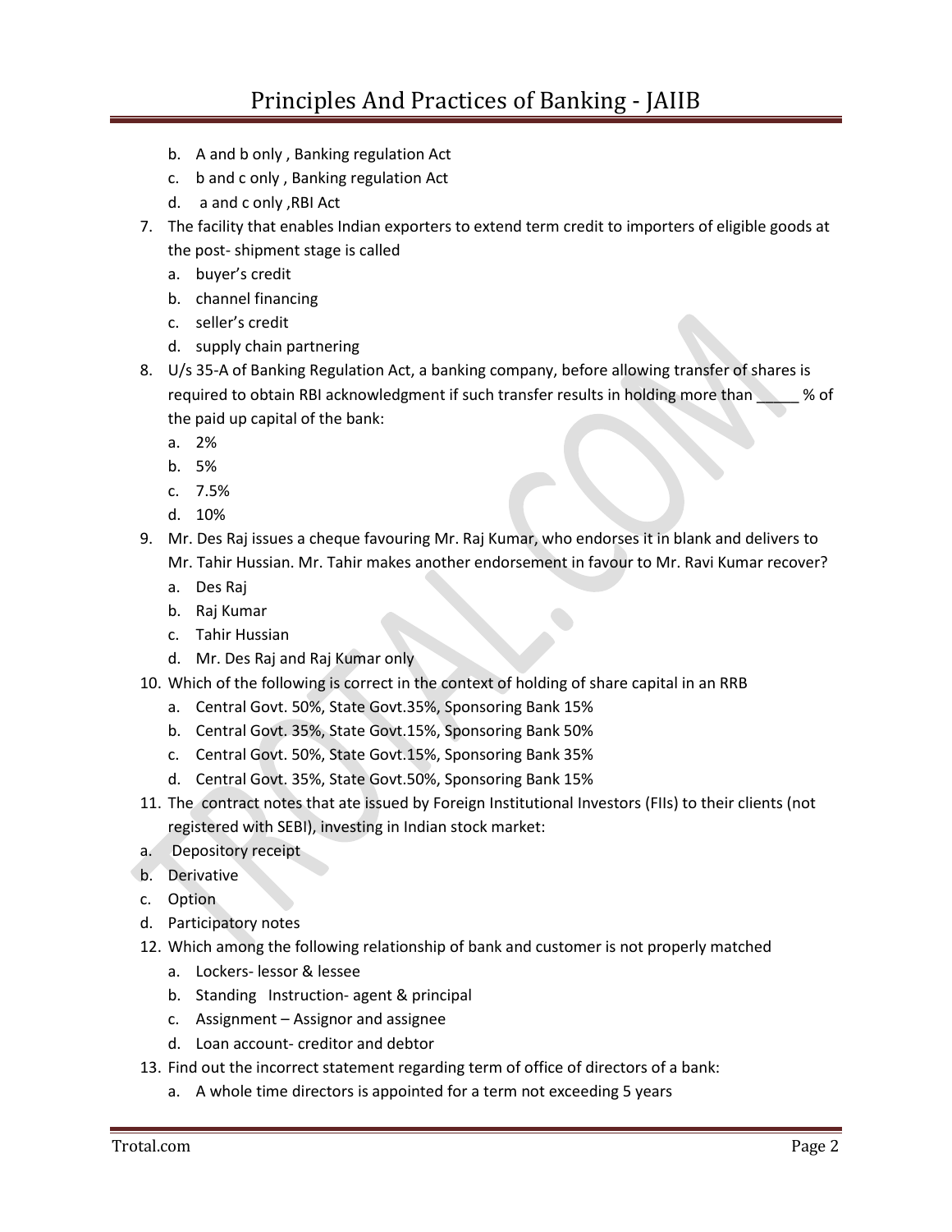b. A and b only , Banking regulation Act
c. b and c only , Banking regulation Act
d. a and c only ,RBI Act

7. The facility that enables Indian exporters to extend term credit to importers of eligible goods at the post- shipment stage is called
   a. buyer's credit
   b. channel financing
   c. seller's credit
   d. supply chain partnering
8. U/s 35-A of Banking Regulation Act, a banking company, before allowing transfer of shares is required to obtain RBI acknowledgment if such transfer results in holding more than _____ % of the paid up capital of the bank:
   a. 2%
   b. 5%
   c. 7.5%
   d. 10%
9. Mr. Des Raj issues a cheque favouring Mr. Raj Kumar, who endorses it in blank and delivers to Mr. Tahir Hussian. Mr. Tahir makes another endorsement in favour to Mr. Ravi Kumar recover?
   a. Des Raj
   b. Raj Kumar
   c. Tahir Hussian
   d. Mr. Des Raj and Raj Kumar only
10. Which of the following is correct in the context of holding of share capital in an RRB
    a. Central Govt. 50%, State Govt.35%, Sponsoring Bank 15%
    b. Central Govt. 35%, State Govt.15%, Sponsoring Bank 50%
    c. Central Govt. 50%, State Govt.15%, Sponsoring Bank 35%
    d. Central Govt. 35%, State Govt.50%, Sponsoring Bank 15%
11. The contract notes that ate issued by Foreign Institutional Investors (FIIs) to their clients (not registered with SEBI), investing in Indian stock market:
    a. Depository receipt
    b. Derivative
    c. Option
    d. Participatory notes
12. Which among the following relationship of bank and customer is not properly matched
    a. Lockers- lessor & lessee
    b. Standing Instruction- agent & principal
    c. Assignment – Assignor and assignee
    d. Loan account- creditor and debtor
13. Find out the incorrect statement regarding term of office of directors of a bank:
    a. A whole time directors is appointed for a term not exceeding 5 years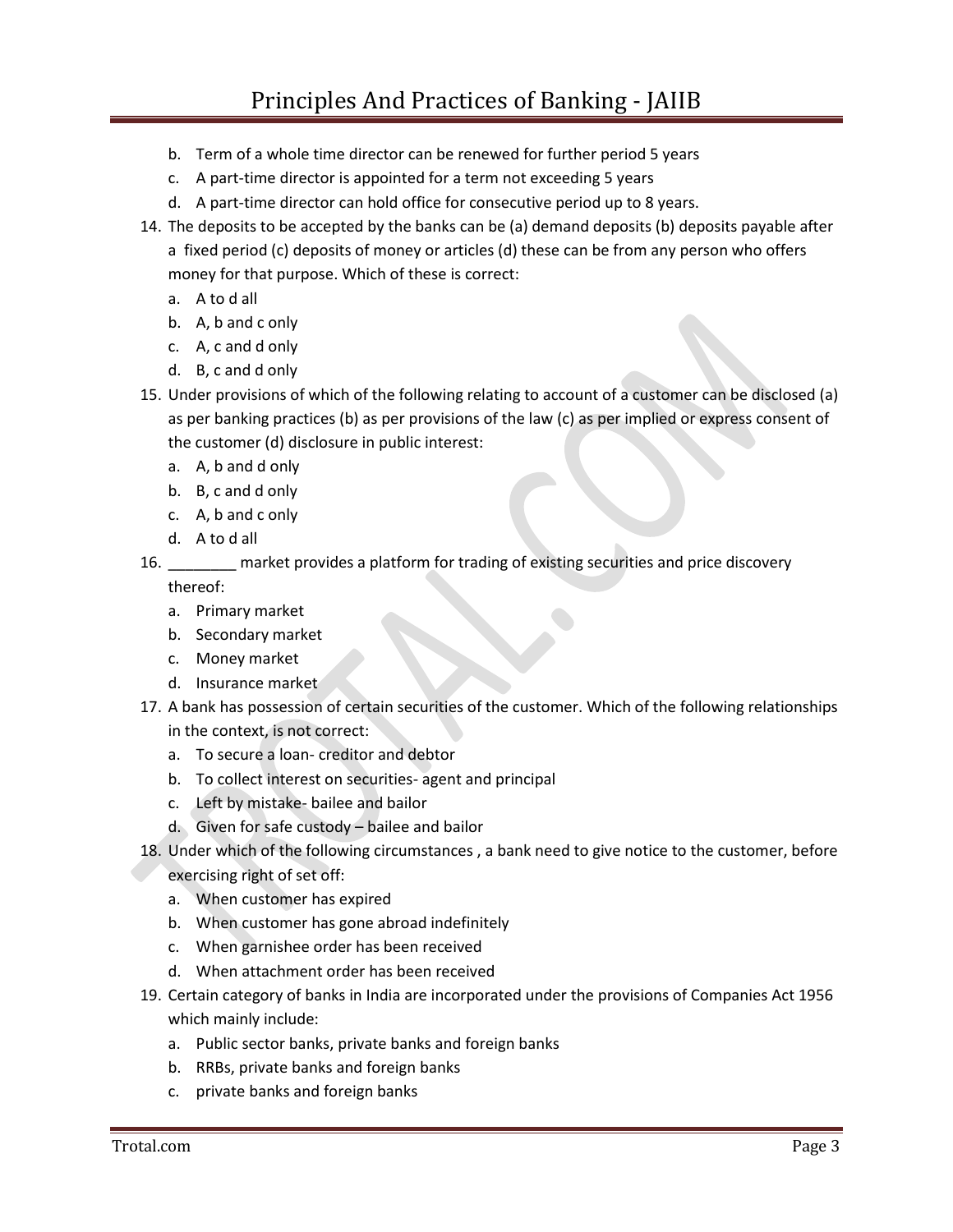b. Term of a whole time director can be renewed for further period 5 years
c. A part-time director is appointed for a term not exceeding 5 years
d. A part-time director can hold office for consecutive period up to 8 years.

14. The deposits to be accepted by the banks can be (a) demand deposits (b) deposits payable after a fixed period (c) deposits of money or articles (d) these can be from any person who offers money for that purpose. Which of these is correct:
    a. A to d all
    b. A, b and c only
    c. A, c and d only
    d. B, c and d only
15. Under provisions of which of the following relating to account of a customer can be disclosed (a) as per banking practices (b) as per provisions of the law (c) as per implied or express consent of the customer (d) disclosure in public interest:
    a. A, b and d only
    b. B, c and d only
    c. A, b and c only
    d. A to d all
16. ________ market provides a platform for trading of existing securities and price discovery thereof:
    a. Primary market
    b. Secondary market
    c. Money market
    d. Insurance market
17. A bank has possession of certain securities of the customer. Which of the following relationships in the context, is not correct:
    a. To secure a loan- creditor and debtor
    b. To collect interest on securities- agent and principal
    c. Left by mistake- bailee and bailor
    d. Given for safe custody – bailee and bailor
18. Under which of the following circumstances , a bank need to give notice to the customer, before exercising right of set off:
    a. When customer has expired
    b. When customer has gone abroad indefinitely
    c. When garnishee order has been received
    d. When attachment order has been received
19. Certain category of banks in India are incorporated under the provisions of Companies Act 1956 which mainly include:
    a. Public sector banks, private banks and foreign banks
    b. RRBs, private banks and foreign banks
    c. private banks and foreign banks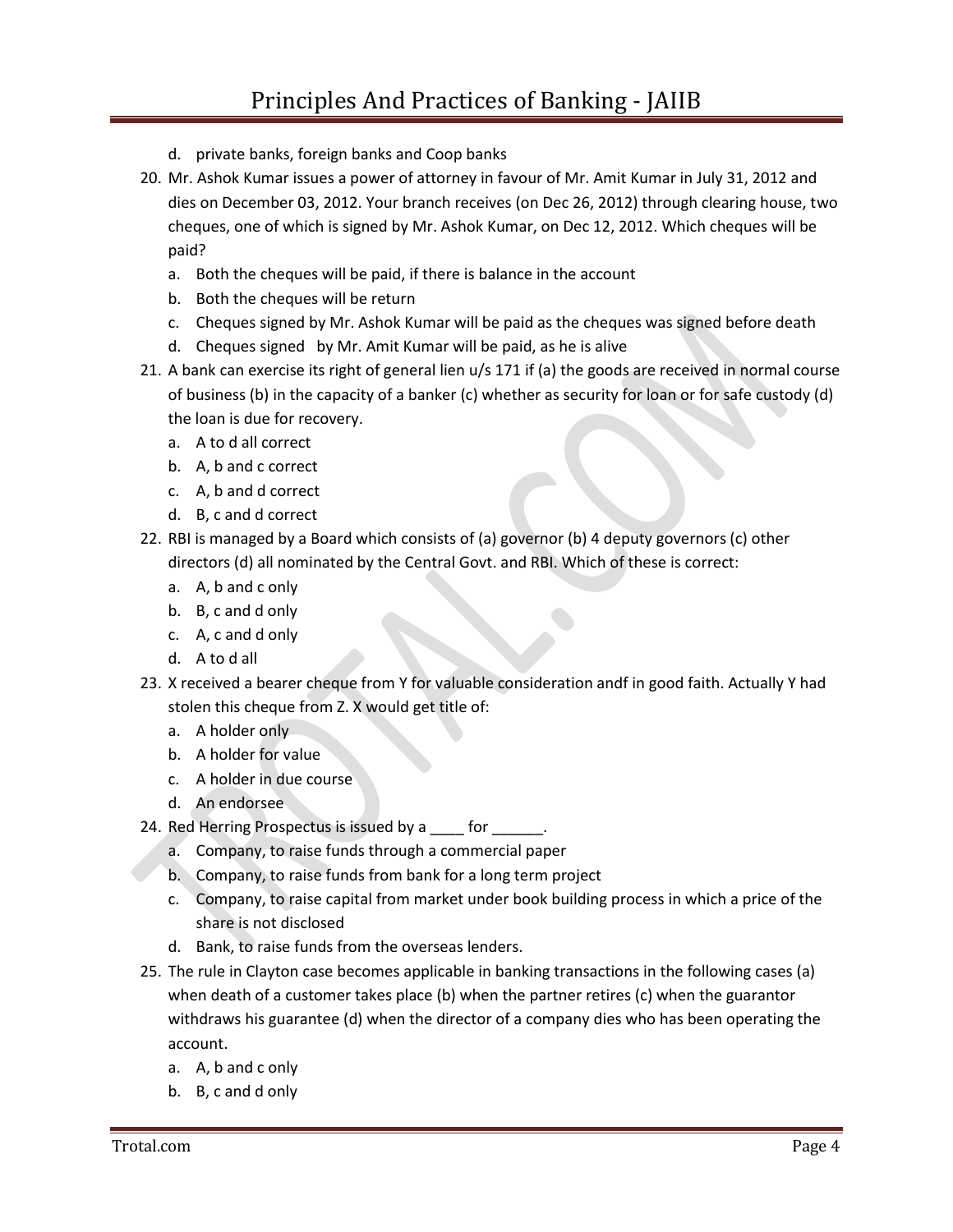d. private banks, foreign banks and Coop banks

20. Mr. Ashok Kumar issues a power of attorney in favour of Mr. Amit Kumar in July 31, 2012 and dies on December 03, 2012. Your branch receives (on Dec 26, 2012) through clearing house, two cheques, one of which is signed by Mr. Ashok Kumar, on Dec 12, 2012. Which cheques will be paid?
    a. Both the cheques will be paid, if there is balance in the account
    b. Both the cheques will be return
    c. Cheques signed by Mr. Ashok Kumar will be paid as the cheques was signed before death
    d. Cheques signed by Mr. Amit Kumar will be paid, as he is alive
21. A bank can exercise its right of general lien u/s 171 if (a) the goods are received in normal course of business (b) in the capacity of a banker (c) whether as security for loan or for safe custody (d) the loan is due for recovery.
    a. A to d all correct
    b. A, b and c correct
    c. A, b and d correct
    d. B, c and d correct
22. RBI is managed by a Board which consists of (a) governor (b) 4 deputy governors (c) other directors (d) all nominated by the Central Govt. and RBI. Which of these is correct:
    a. A, b and c only
    b. B, c and d only
    c. A, c and d only
    d. A to d all
23. X received a bearer cheque from Y for valuable consideration andf in good faith. Actually Y had stolen this cheque from Z. X would get title of:
    a. A holder only
    b. A holder for value
    c. A holder in due course
    d. An endorsee
24. Red Herring Prospectus is issued by a ____ for ______.
    a. Company, to raise funds through a commercial paper
    b. Company, to raise funds from bank for a long term project
    c. Company, to raise capital from market under book building process in which a price of the share is not disclosed
    d. Bank, to raise funds from the overseas lenders.
25. The rule in Clayton case becomes applicable in banking transactions in the following cases (a) when death of a customer takes place (b) when the partner retires (c) when the guarantor withdraws his guarantee (d) when the director of a company dies who has been operating the account.
    a. A, b and c only
    b. B, c and d only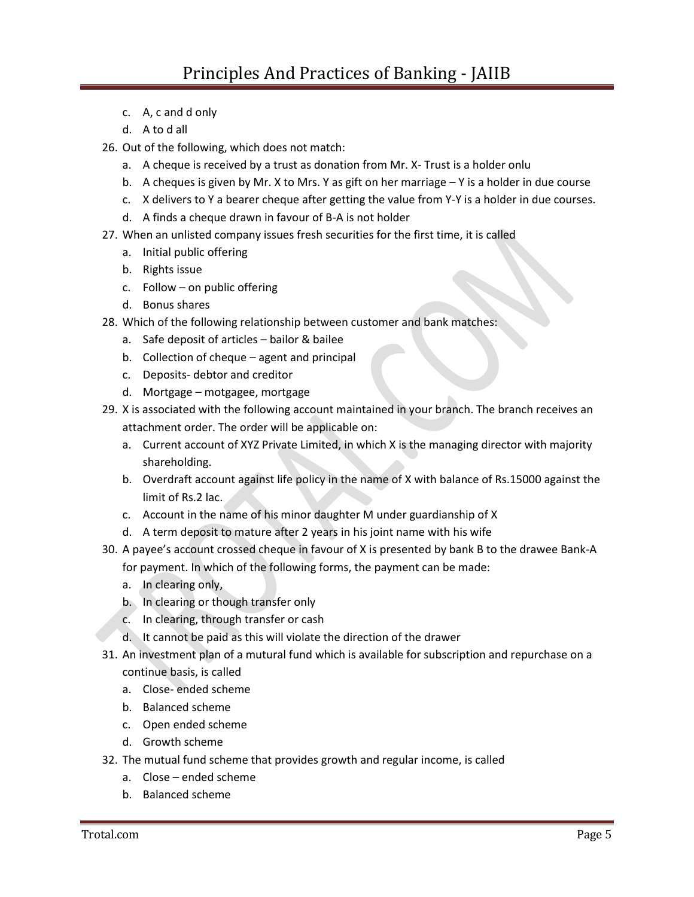c. A, c and d only
d. A to d all

26. Out of the following, which does not match:
    a. A cheque is received by a trust as donation from Mr. X- Trust is a holder onlu
    b. A cheques is given by Mr. X to Mrs. Y as gift on her marriage – Y is a holder in due course
    c. X delivers to Y a bearer cheque after getting the value from Y-Y is a holder in due courses.
    d. A finds a cheque drawn in favour of B-A is not holder
27. When an unlisted company issues fresh securities for the first time, it is called
    a. Initial public offering
    b. Rights issue
    c. Follow – on public offering
    d. Bonus shares
28. Which of the following relationship between customer and bank matches:
    a. Safe deposit of articles – bailor & bailee
    b. Collection of cheque – agent and principal
    c. Deposits- debtor and creditor
    d. Mortgage – motgagee, mortgage
29. X is associated with the following account maintained in your branch. The branch receives an attachment order. The order will be applicable on:
    a. Current account of XYZ Private Limited, in which X is the managing director with majority shareholding.
    b. Overdraft account against life policy in the name of X with balance of Rs.15000 against the limit of Rs.2 lac.
    c. Account in the name of his minor daughter M under guardianship of X
    d. A term deposit to mature after 2 years in his joint name with his wife
30. A payee's account crossed cheque in favour of X is presented by bank B to the drawee Bank-A for payment. In which of the following forms, the payment can be made:
    a. In clearing only,
    b. In clearing or though transfer only
    c. In clearing, through transfer or cash
    d. It cannot be paid as this will violate the direction of the drawer
31. An investment plan of a mutual fund which is available for subscription and repurchase on a continue basis, is called
    a. Close- ended scheme
    b. Balanced scheme
    c. Open ended scheme
    d. Growth scheme
32. The mutual fund scheme that provides growth and regular income, is called
    a. Close – ended scheme
    b. Balanced scheme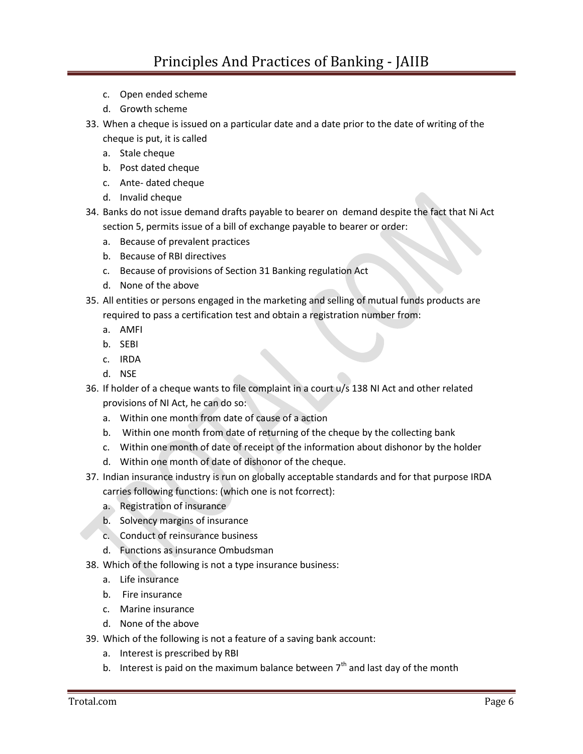c. Open ended scheme
d. Growth scheme

33. When a cheque is issued on a particular date and a date prior to the date of writing of the cheque is put, it is called
    a. Stale cheque
    b. Post dated cheque
    c. Ante- dated cheque
    d. Invalid cheque
34. Banks do not issue demand drafts payable to bearer on demand despite the fact that Ni Act section 5, permits issue of a bill of exchange payable to bearer or order:
    a. Because of prevalent practices
    b. Because of RBI directives
    c. Because of provisions of Section 31 Banking regulation Act
    d. None of the above
35. All entities or persons engaged in the marketing and selling of mutual funds products are required to pass a certification test and obtain a registration number from:
    a. AMFI
    b. SEBI
    c. IRDA
    d. NSE
36. If holder of a cheque wants to file complaint in a court u/s 138 NI Act and other related provisions of NI Act, he can do so:
    a. Within one month from date of cause of a action
    b. Within one month from date of returning of the cheque by the collecting bank
    c. Within one month of date of receipt of the information about dishonor by the holder
    d. Within one month of date of dishonor of the cheque.
37. Indian insurance industry is run on globally acceptable standards and for that purpose IRDA carries following functions: (which one is not fcorrect):
    a. Registration of insurance
    b. Solvency margins of insurance
    c. Conduct of reinsurance business
    d. Functions as insurance Ombudsman
38. Which of the following is not a type insurance business:
    a. Life insurance
    b. Fire insurance
    c. Marine insurance
    d. None of the above
39. Which of the following is not a feature of a saving bank account:
    a. Interest is prescribed by RBI
    b. Interest is paid on the maximum balance between $7^{th}$ and last day of the month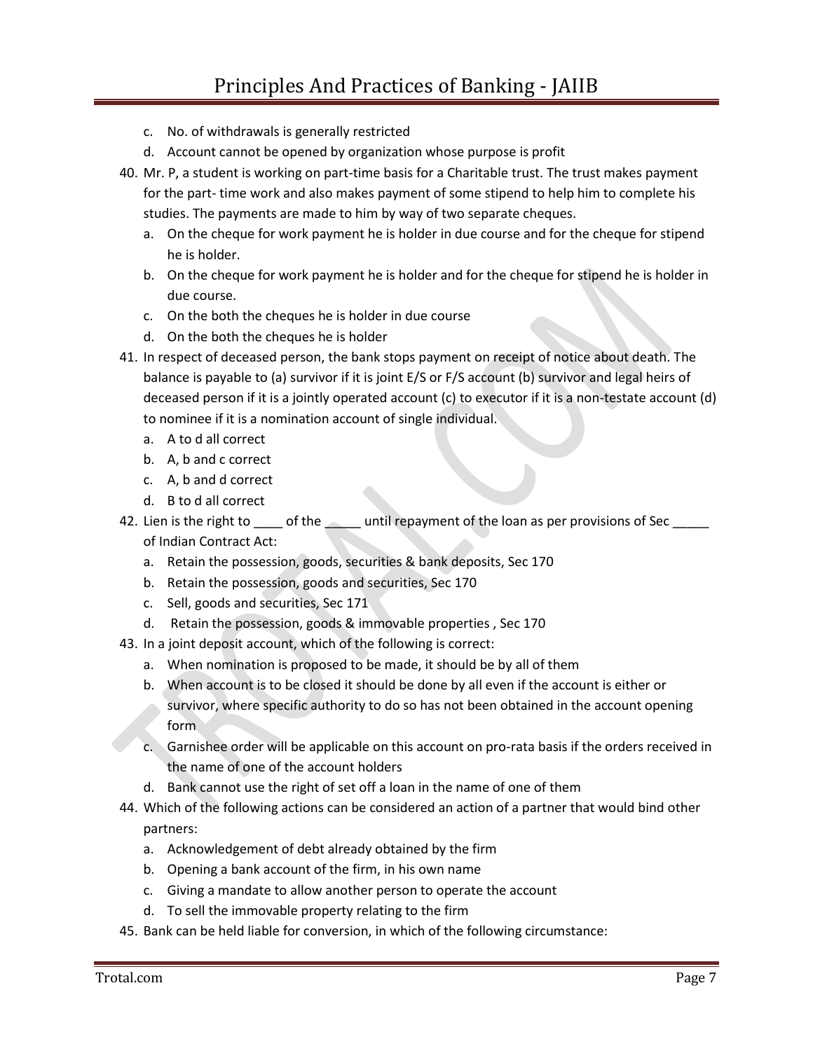c. No. of withdrawals is generally restricted
d. Account cannot be opened by organization whose purpose is profit

40. Mr. P, a student is working on part-time basis for a Charitable trust. The trust makes payment for the part- time work and also makes payment of some stipend to help him to complete his studies. The payments are made to him by way of two separate cheques.
    a. On the cheque for work payment he is holder in due course and for the cheque for stipend he is holder.
    b. On the cheque for work payment he is holder and for the cheque for stipend he is holder in due course.
    c. On the both the cheques he is holder in due course
    d. On the both the cheques he is holder
41. In respect of deceased person, the bank stops payment on receipt of notice about death. The balance is payable to (a) survivor if it is joint E/S or F/S account (b) survivor and legal heirs of deceased person if it is a jointly operated account (c) to executor if it is a non-testate account (d) to nominee if it is a nomination account of single individual.
    a. A to d all correct
    b. A, b and c correct
    c. A, b and d correct
    d. B to d all correct
42. Lien is the right to ____ of the _____ until repayment of the loan as per provisions of Sec _____ of Indian Contract Act:
    a. Retain the possession, goods, securities & bank deposits, Sec 170
    b. Retain the possession, goods and securities, Sec 170
    c. Sell, goods and securities, Sec 171
    d. Retain the possession, goods & immovable properties , Sec 170
43. In a joint deposit account, which of the following is correct:
    a. When nomination is proposed to be made, it should be by all of them
    b. When account is to be closed it should be done by all even if the account is either or survivor, where specific authority to do so has not been obtained in the account opening form
    c. Garnishee order will be applicable on this account on pro-rata basis if the orders received in the name of one of the account holders
    d. Bank cannot use the right of set off a loan in the name of one of them
44. Which of the following actions can be considered an action of a partner that would bind other partners:
    a. Acknowledgement of debt already obtained by the firm
    b. Opening a bank account of the firm, in his own name
    c. Giving a mandate to allow another person to operate the account
    d. To sell the immovable property relating to the firm
45. Bank can be held liable for conversion, in which of the following circumstance: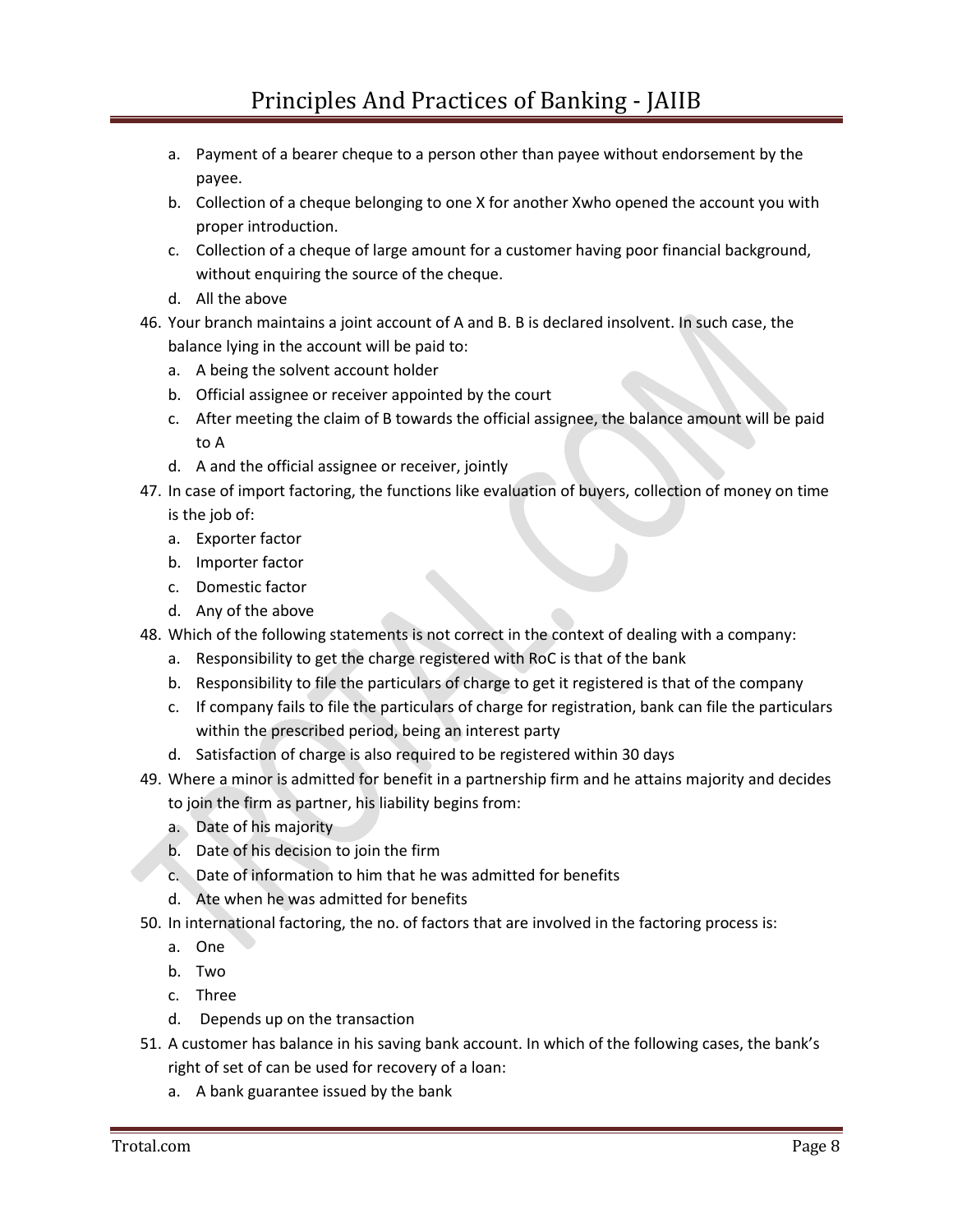a. Payment of a bearer cheque to a person other than payee without endorsement by the payee.
b. Collection of a cheque belonging to one X for another Xwho opened the account you with proper introduction.
c. Collection of a cheque of large amount for a customer having poor financial background, without enquiring the source of the cheque.
d. All the above

46. Your branch maintains a joint account of A and B. B is declared insolvent. In such case, the balance lying in the account will be paid to:
    a. A being the solvent account holder
    b. Official assignee or receiver appointed by the court
    c. After meeting the claim of B towards the official assignee, the balance amount will be paid to A
    d. A and the official assignee or receiver, jointly
47. In case of import factoring, the functions like evaluation of buyers, collection of money on time is the job of:
    a. Exporter factor
    b. Importer factor
    c. Domestic factor
    d. Any of the above
48. Which of the following statements is not correct in the context of dealing with a company:
    a. Responsibility to get the charge registered with RoC is that of the bank
    b. Responsibility to file the particulars of charge to get it registered is that of the company
    c. If company fails to file the particulars of charge for registration, bank can file the particulars within the prescribed period, being an interest party
    d. Satisfaction of charge is also required to be registered within 30 days
49. Where a minor is admitted for benefit in a partnership firm and he attains majority and decides to join the firm as partner, his liability begins from:
    a. Date of his majority
    b. Date of his decision to join the firm
    c. Date of information to him that he was admitted for benefits
    d. Ate when he was admitted for benefits
50. In international factoring, the no. of factors that are involved in the factoring process is:
    a. One
    b. Two
    c. Three
    d. Depends up on the transaction
51. A customer has balance in his saving bank account. In which of the following cases, the bank's right of set of can be used for recovery of a loan:
    a. A bank guarantee issued by the bank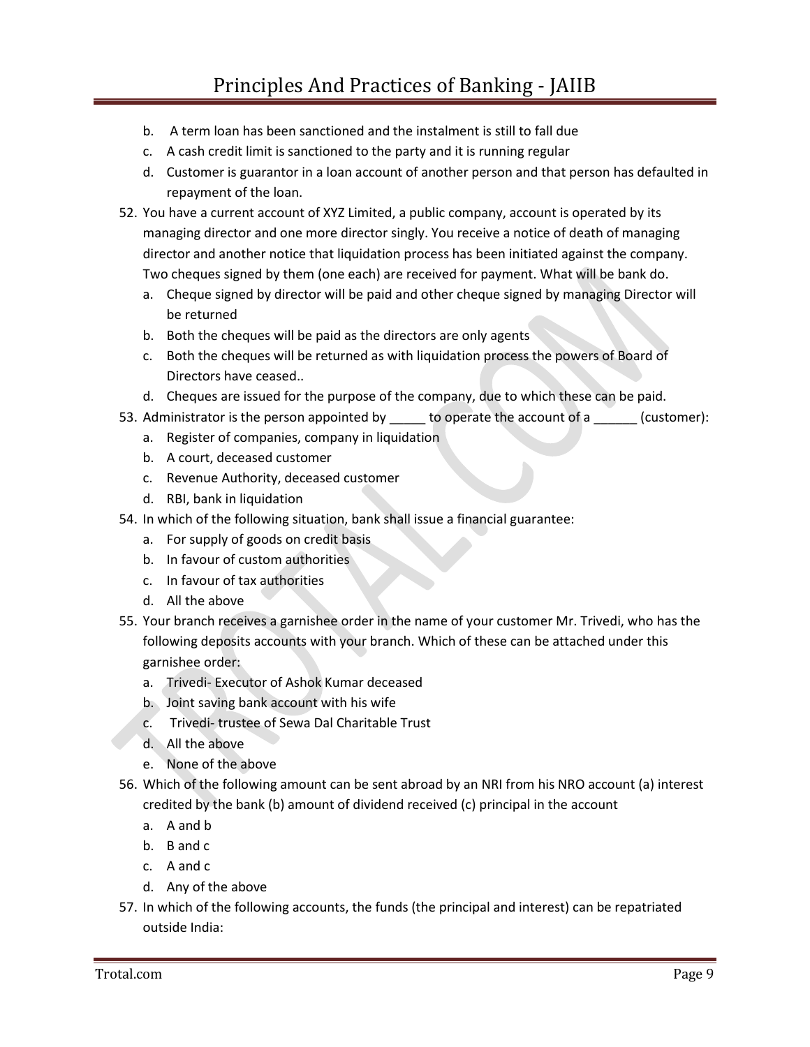b. A term loan has been sanctioned and the instalment is still to fall due
c. A cash credit limit is sanctioned to the party and it is running regular
d. Customer is guarantor in a loan account of another person and that person has defaulted in repayment of the loan.

52. You have a current account of XYZ Limited, a public company, account is operated by its managing director and one more director singly. You receive a notice of death of managing director and another notice that liquidation process has been initiated against the company. Two cheques signed by them (one each) are received for payment. What will be bank do.
    a. Cheque signed by director will be paid and other cheque signed by managing Director will be returned
    b. Both the cheques will be paid as the directors are only agents
    c. Both the cheques will be returned as with liquidation process the powers of Board of Directors have ceased..
    d. Cheques are issued for the purpose of the company, due to which these can be paid.
53. Administrator is the person appointed by _____ to operate the account of a ______ (customer):
    a. Register of companies, company in liquidation
    b. A court, deceased customer
    c. Revenue Authority, deceased customer
    d. RBI, bank in liquidation
54. In which of the following situation, bank shall issue a financial guarantee:
    a. For supply of goods on credit basis
    b. In favour of custom authorities
    c. In favour of tax authorities
    d. All the above
55. Your branch receives a garnishee order in the name of your customer Mr. Trivedi, who has the following deposits accounts with your branch. Which of these can be attached under this garnishee order:
    a. Trivedi- Executor of Ashok Kumar deceased
    b. Joint saving bank account with his wife
    c. Trivedi- trustee of Sewa Dal Charitable Trust
    d. All the above
    e. None of the above
56. Which of the following amount can be sent abroad by an NRI from his NRO account (a) interest credited by the bank (b) amount of dividend received (c) principal in the account
    a. A and b
    b. B and c
    c. A and c
    d. Any of the above
57. In which of the following accounts, the funds (the principal and interest) can be repatriated outside India: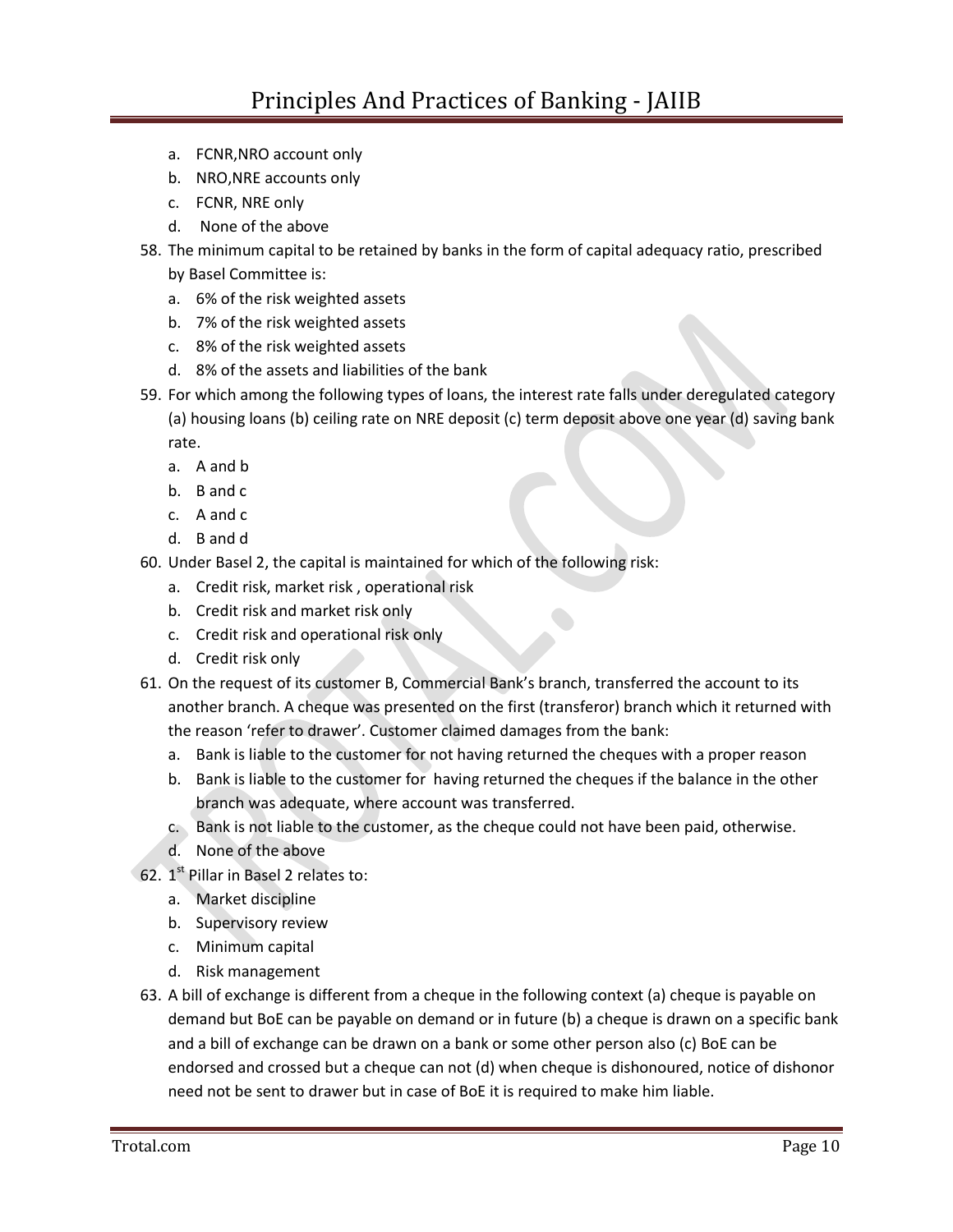a. FCNR,NRO account only
b. NRO,NRE accounts only
c. FCNR, NRE only
d. None of the above

58. The minimum capital to be retained by banks in the form of capital adequacy ratio, prescribed by Basel Committee is:
    a. 6% of the risk weighted assets
    b. 7% of the risk weighted assets
    c. 8% of the risk weighted assets
    d. 8% of the assets and liabilities of the bank
59. For which among the following types of loans, the interest rate falls under deregulated category (a) housing loans (b) ceiling rate on NRE deposit (c) term deposit above one year (d) saving bank rate.
    a. A and b
    b. B and c
    c. A and c
    d. B and d
60. Under Basel 2, the capital is maintained for which of the following risk:
    a. Credit risk, market risk , operational risk
    b. Credit risk and market risk only
    c. Credit risk and operational risk only
    d. Credit risk only
61. On the request of its customer B, Commercial Bank's branch, transferred the account to its another branch. A cheque was presented on the first (transferor) branch which it returned with the reason 'refer to drawer'. Customer claimed damages from the bank:
    a. Bank is liable to the customer for not having returned the cheques with a proper reason
    b. Bank is liable to the customer for having returned the cheques if the balance in the other branch was adequate, where account was transferred.
    c. Bank is not liable to the customer, as the cheque could not have been paid, otherwise.
    d. None of the above
62. 1st Pillar in Basel 2 relates to:
    a. Market discipline
    b. Supervisory review
    c. Minimum capital
    d. Risk management
63. A bill of exchange is different from a cheque in the following context (a) cheque is payable on demand but BoE can be payable on demand or in future (b) a cheque is drawn on a specific bank and a bill of exchange can be drawn on a bank or some other person also (c) BoE can be endorsed and crossed but a cheque can not (d) when cheque is dishonoured, notice of dishonor need not be sent to drawer but in case of BoE it is required to make him liable.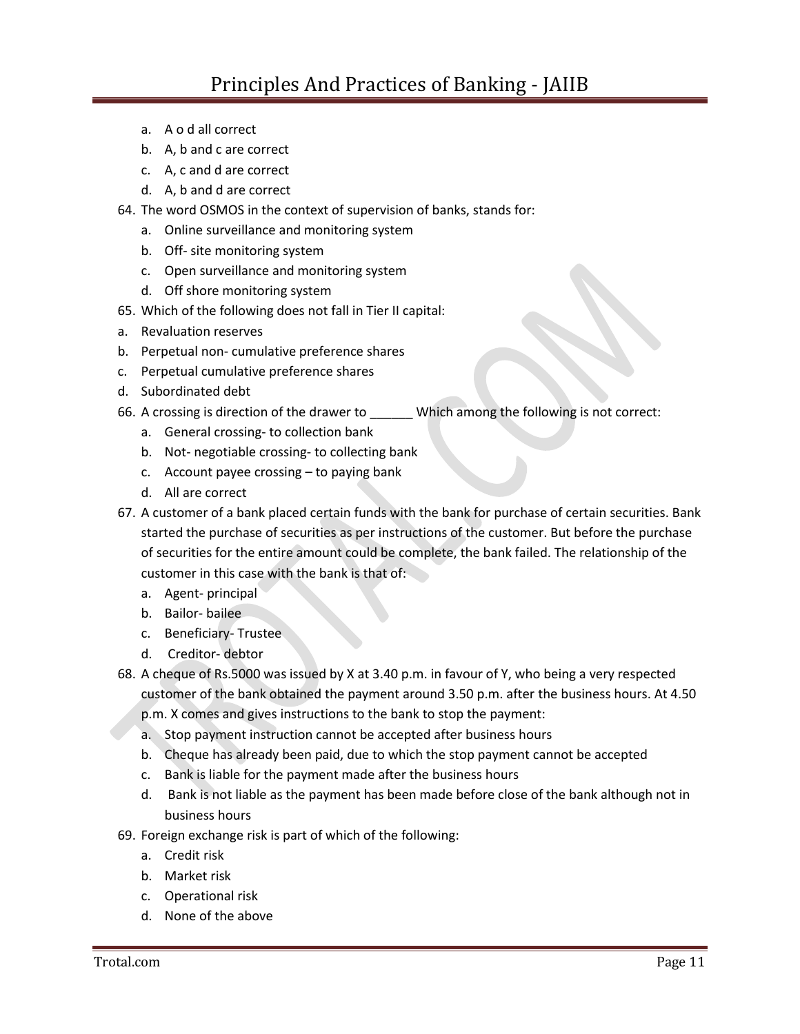a. A o d all correct
b. A, b and c are correct
c. A, c and d are correct
d. A, b and d are correct

64. The word OSMOS in the context of supervision of banks, stands for:
    a. Online surveillance and monitoring system
    b. Off- site monitoring system
    c. Open surveillance and monitoring system
    d. Off shore monitoring system
65. Which of the following does not fall in Tier II capital:
    a. Revaluation reserves
    b. Perpetual non- cumulative preference shares
    c. Perpetual cumulative preference shares
    d. Subordinated debt
66. A crossing is direction of the drawer to ______ Which among the following is not correct:
    a. General crossing- to collection bank
    b. Not- negotiable crossing- to collecting bank
    c. Account payee crossing – to paying bank
    d. All are correct
67. A customer of a bank placed certain funds with the bank for purchase of certain securities. Bank started the purchase of securities as per instructions of the customer. But before the purchase of securities for the entire amount could be complete, the bank failed. The relationship of the customer in this case with the bank is that of:
    a. Agent- principal
    b. Bailor- bailee
    c. Beneficiary- Trustee
    d. Creditor- debtor
68. A cheque of Rs.5000 was issued by X at 3.40 p.m. in favour of Y, who being a very respected customer of the bank obtained the payment around 3.50 p.m. after the business hours. At 4.50 p.m. X comes and gives instructions to the bank to stop the payment:
    a. Stop payment instruction cannot be accepted after business hours
    b. Cheque has already been paid, due to which the stop payment cannot be accepted
    c. Bank is liable for the payment made after the business hours
    d. Bank is not liable as the payment has been made before close of the bank although not in business hours
69. Foreign exchange risk is part of which of the following:
    a. Credit risk
    b. Market risk
    c. Operational risk
    d. None of the above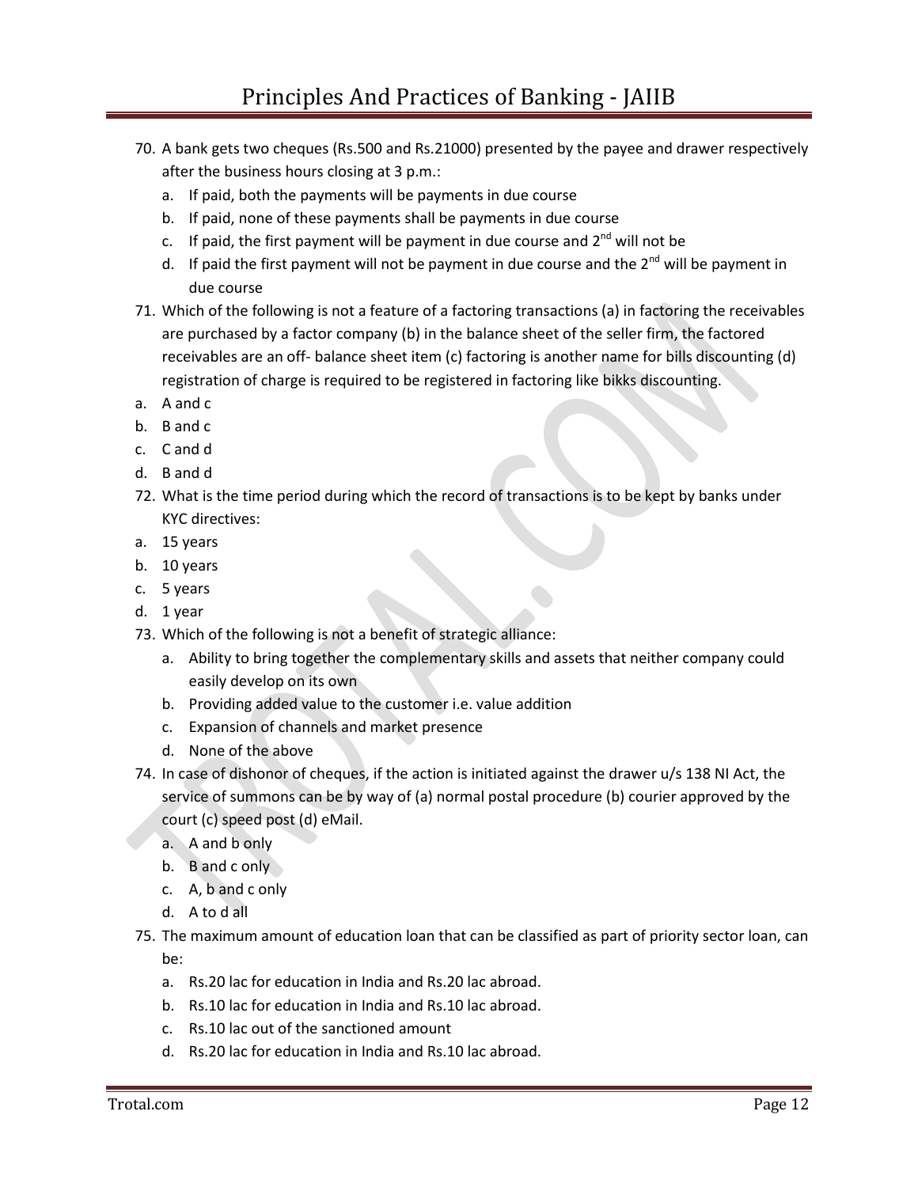70. A bank gets two cheques (Rs.500 and Rs.21000) presented by the payee and drawer respectively after the business hours closing at 3 p.m.:
    a. If paid, both the payments will be payments in due course
    b. If paid, none of these payments shall be payments in due course
    c. If paid, the first payment will be payment in due course and 2nd will not be
    d. If paid the first payment will not be payment in due course and the 2nd will be payment in due course
71. Which of the following is not a feature of a factoring transactions (a) in factoring the receivables are purchased by a factor company (b) in the balance sheet of the seller firm, the factored receivables are an off- balance sheet item (c) factoring is another name for bills discounting (d) registration of charge is required to be registered in factoring like bikks discounting.

a. A and c
b. B and c
c. C and d
d. B and d

72. What is the time period during which the record of transactions is to be kept by banks under KYC directives:

a. 15 years
b. 10 years
c. 5 years
d. 1 year

73. Which of the following is not a benefit of strategic alliance:
    a. Ability to bring together the complementary skills and assets that neither company could easily develop on its own
    b. Providing added value to the customer i.e. value addition
    c. Expansion of channels and market presence
    d. None of the above
74. In case of dishonor of cheques, if the action is initiated against the drawer u/s 138 NI Act, the service of summons can be by way of (a) normal postal procedure (b) courier approved by the court (c) speed post (d) eMail.
    a. A and b only
    b. B and c only
    c. A, b and c only
    d. A to d all
75. The maximum amount of education loan that can be classified as part of priority sector loan, can be:
    a. Rs.20 lac for education in India and Rs.20 lac abroad.
    b. Rs.10 lac for education in India and Rs.10 lac abroad.
    c. Rs.10 lac out of the sanctioned amount
    d. Rs.20 lac for education in India and Rs.10 lac abroad.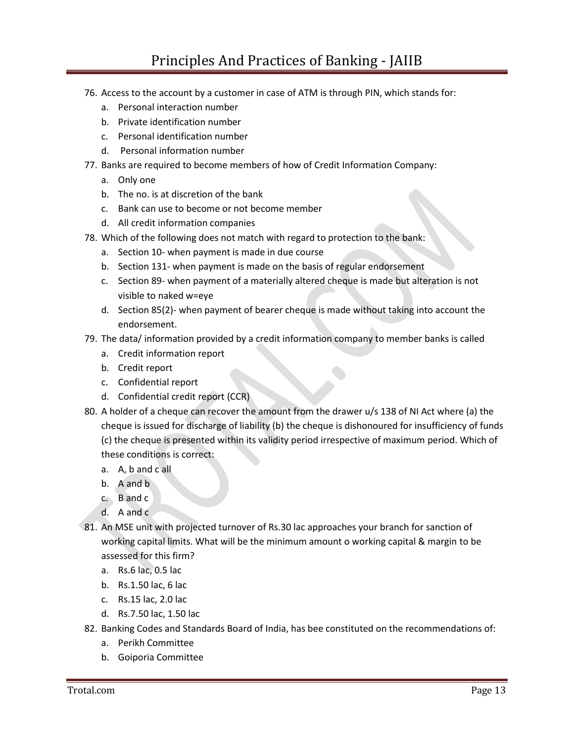76. Access to the account by a customer in case of ATM is through PIN, which stands for:
    a. Personal interaction number
    b. Private identification number
    c. Personal identification number
    d. Personal information number
77. Banks are required to become members of how of Credit Information Company:
    a. Only one
    b. The no. is at discretion of the bank
    c. Bank can use to become or not become member
    d. All credit information companies
78. Which of the following does not match with regard to protection to the bank:
    a. Section 10- when payment is made in due course
    b. Section 131- when payment is made on the basis of regular endorsement
    c. Section 89- when payment of a materially altered cheque is made but alteration is not visible to naked w=eye
    d. Section 85(2)- when payment of bearer cheque is made without taking into account the endorsement.
79. The data/ information provided by a credit information company to member banks is called
    a. Credit information report
    b. Credit report
    c. Confidential report
    d. Confidential credit report (CCR)
80. A holder of a cheque can recover the amount from the drawer u/s 138 of NI Act where (a) the cheque is issued for discharge of liability (b) the cheque is dishonoured for insufficiency of funds (c) the cheque is presented within its validity period irrespective of maximum period. Which of these conditions is correct:
    a. A, b and c all
    b. A and b
    c. B and c
    d. A and c
81. An MSE unit with projected turnover of Rs.30 lac approaches your branch for sanction of working capital limits. What will be the minimum amount o working capital & margin to be assessed for this firm?
    a. Rs.6 lac, 0.5 lac
    b. Rs.1.50 lac, 6 lac
    c. Rs.15 lac, 2.0 lac
    d. Rs.7.50 lac, 1.50 lac
82. Banking Codes and Standards Board of India, has bee constituted on the recommendations of:
    a. Perikh Committee
    b. Goiporia Committee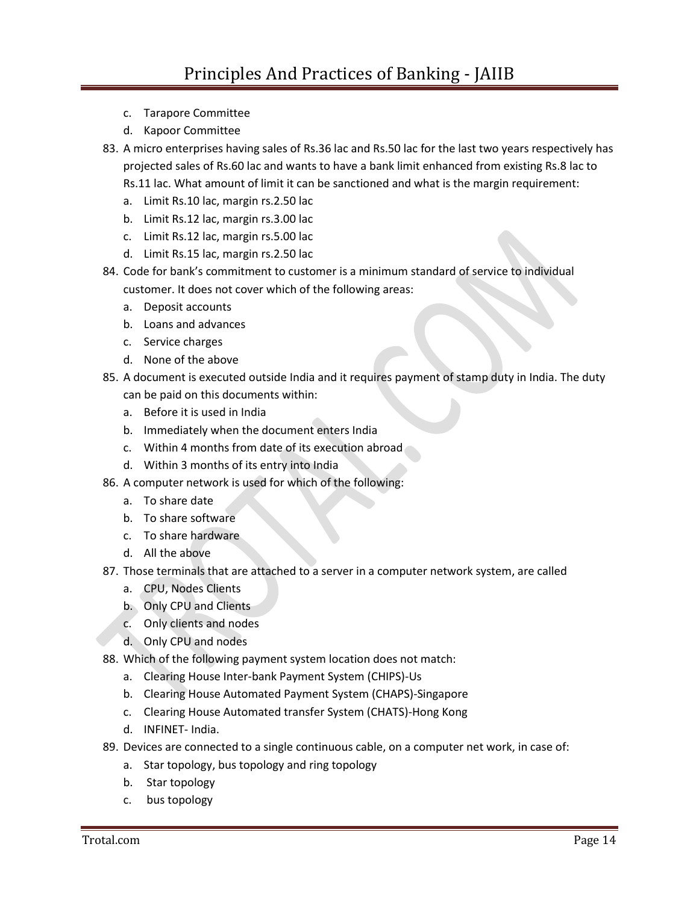c. Tarapore Committee
d. Kapoor Committee

83. A micro enterprises having sales of Rs.36 lac and Rs.50 lac for the last two years respectively has projected sales of Rs.60 lac and wants to have a bank limit enhanced from existing Rs.8 lac to Rs.11 lac. What amount of limit it can be sanctioned and what is the margin requirement:
    a. Limit Rs.10 lac, margin rs.2.50 lac
    b. Limit Rs.12 lac, margin rs.3.00 lac
    c. Limit Rs.12 lac, margin rs.5.00 lac
    d. Limit Rs.15 lac, margin rs.2.50 lac
84. Code for bank's commitment to customer is a minimum standard of service to individual customer. It does not cover which of the following areas:
    a. Deposit accounts
    b. Loans and advances
    c. Service charges
    d. None of the above
85. A document is executed outside India and it requires payment of stamp duty in India. The duty can be paid on this documents within:
    a. Before it is used in India
    b. Immediately when the document enters India
    c. Within 4 months from date of its execution abroad
    d. Within 3 months of its entry into India
86. A computer network is used for which of the following:
    a. To share date
    b. To share software
    c. To share hardware
    d. All the above
87. Those terminals that are attached to a server in a computer network system, are called
    a. CPU, Nodes Clients
    b. Only CPU and Clients
    c. Only clients and nodes
    d. Only CPU and nodes
88. Which of the following payment system location does not match:
    a. Clearing House Inter-bank Payment System (CHIPS)-Us
    b. Clearing House Automated Payment System (CHAPS)-Singapore
    c. Clearing House Automated transfer System (CHATS)-Hong Kong
    d. INFINET- India.
89. Devices are connected to a single continuous cable, on a computer net work, in case of:
    a. Star topology, bus topology and ring topology
    b. Star topology
    c. bus topology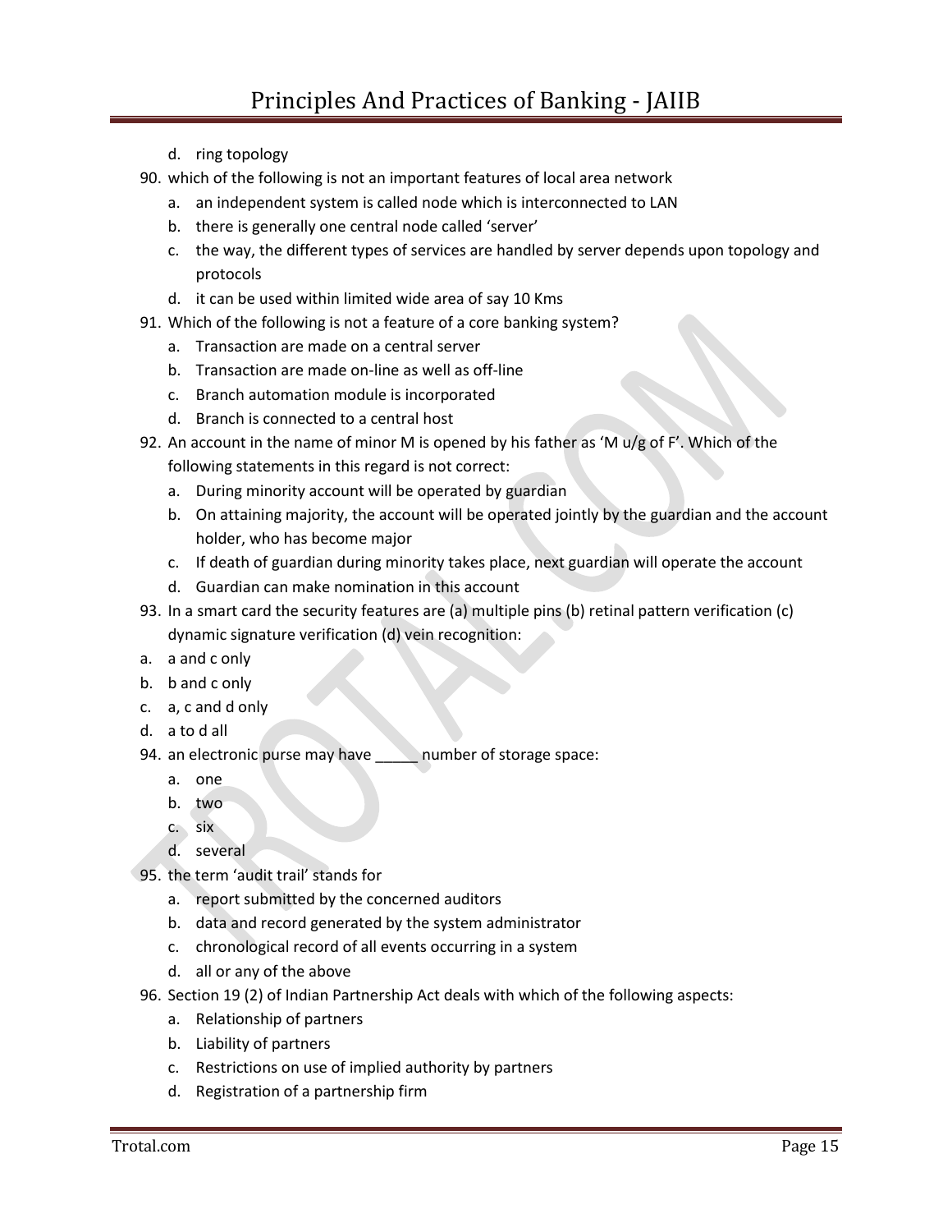d. ring topology

90. which of the following is not an important features of local area network
    a. an independent system is called node which is interconnected to LAN
    b. there is generally one central node called 'server'
    c. the way, the different types of services are handled by server depends upon topology and protocols
    d. it can be used within limited wide area of say 10 Kms
91. Which of the following is not a feature of a core banking system?
    a. Transaction are made on a central server
    b. Transaction are made on-line as well as off-line
    c. Branch automation module is incorporated
    d. Branch is connected to a central host
92. An account in the name of minor M is opened by his father as 'M u/g of F'. Which of the following statements in this regard is not correct:
    a. During minority account will be operated by guardian
    b. On attaining majority, the account will be operated jointly by the guardian and the account holder, who has become major
    c. If death of guardian during minority takes place, next guardian will operate the account
    d. Guardian can make nomination in this account
93. In a smart card the security features are (a) multiple pins (b) retinal pattern verification (c) dynamic signature verification (d) vein recognition:

a. a and c only

b. b and c only

c. a, c and d only

d. a to d all

94. an electronic purse may have _____ number of storage space:
    a. one
    b. two
    c. six
    d. several
95. the term 'audit trail' stands for
    a. report submitted by the concerned auditors
    b. data and record generated by the system administrator
    c. chronological record of all events occurring in a system
    d. all or any of the above
96. Section 19 (2) of Indian Partnership Act deals with which of the following aspects:
    a. Relationship of partners
    b. Liability of partners
    c. Restrictions on use of implied authority by partners
    d. Registration of a partnership firm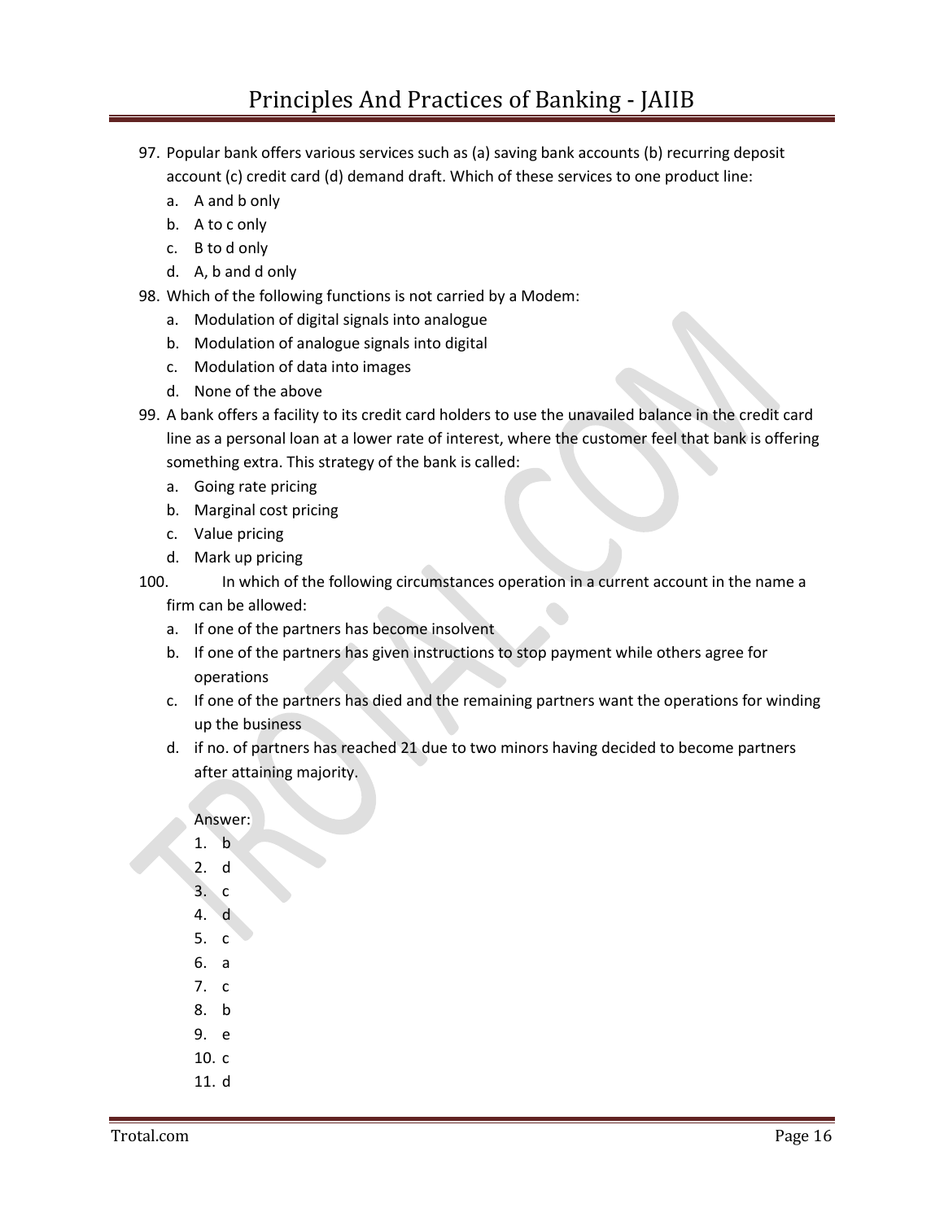97. Popular bank offers various services such as (a) saving bank accounts (b) recurring deposit account (c) credit card (d) demand draft. Which of these services to one product line:
    a. A and b only
    b. A to c only
    c. B to d only
    d. A, b and d only
98. Which of the following functions is not carried by a Modem:
    a. Modulation of digital signals into analogue
    b. Modulation of analogue signals into digital
    c. Modulation of data into images
    d. None of the above
99. A bank offers a facility to its credit card holders to use the unavailed balance in the credit card line as a personal loan at a lower rate of interest, where the customer feel that bank is offering something extra. This strategy of the bank is called:
    a. Going rate pricing
    b. Marginal cost pricing
    c. Value pricing
    d. Mark up pricing
100. In which of the following circumstances operation in a current account in the name a firm can be allowed:
    a. If one of the partners has become insolvent
    b. If one of the partners has given instructions to stop payment while others agree for operations
    c. If one of the partners has died and the remaining partners want the operations for winding up the business
    d. if no. of partners has reached 21 due to two minors having decided to become partners after attaining majority.

Answer:

1. b
2. d
3. c
4. d
5. c
6. a
7. c
8. b
9. e
10. c
11. d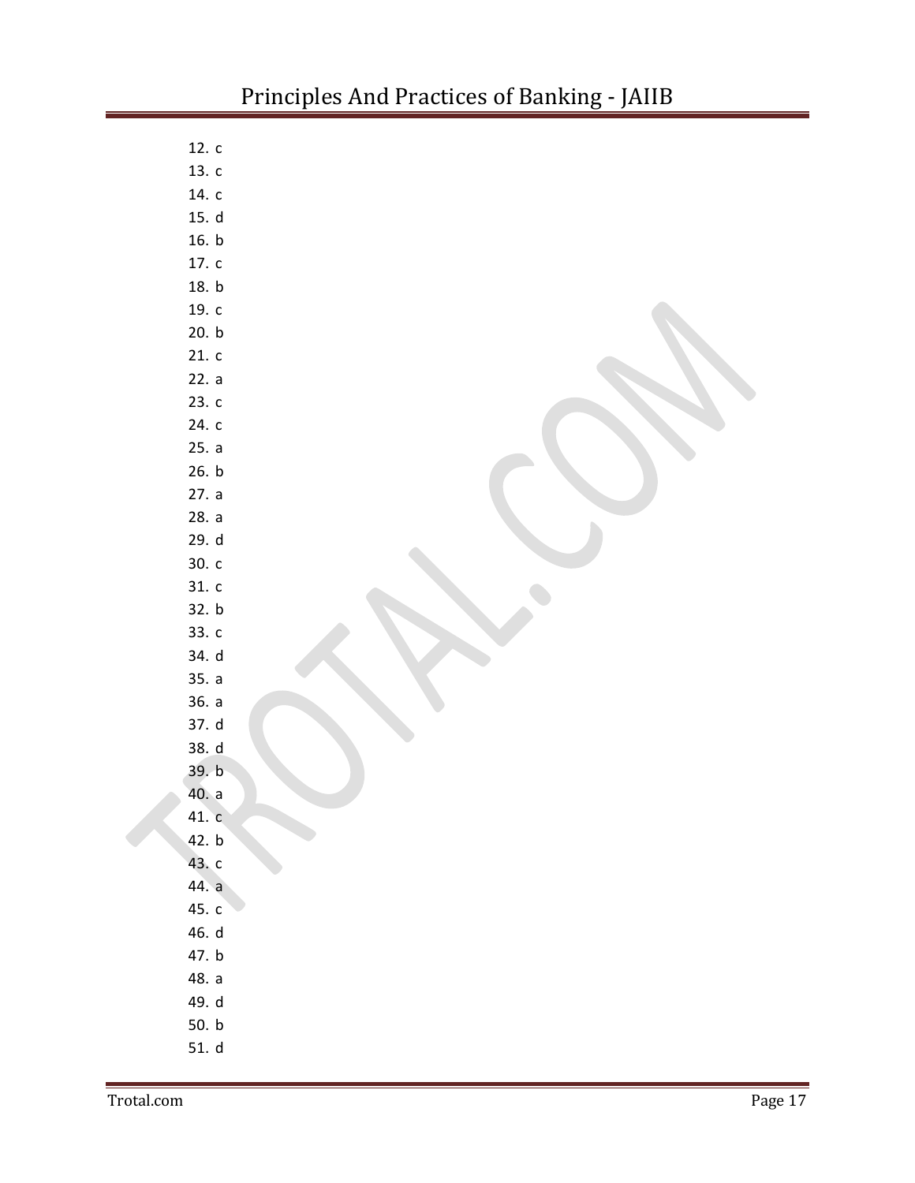12. c
13. c
14. c
15. d
16. b
17. c
18. b
19. c
20. b
21. c
22. a
23. c
24. c
25. a
26. b
27. a
28. a
29. d
30. c
31. c
32. b
33. c
34. d
35. a
36. a
37. d
38. d
39. b
40. a
41. c
42. b
43. c
44. a
45. c
46. d
47. b
48. a
49. d
50. b
51. d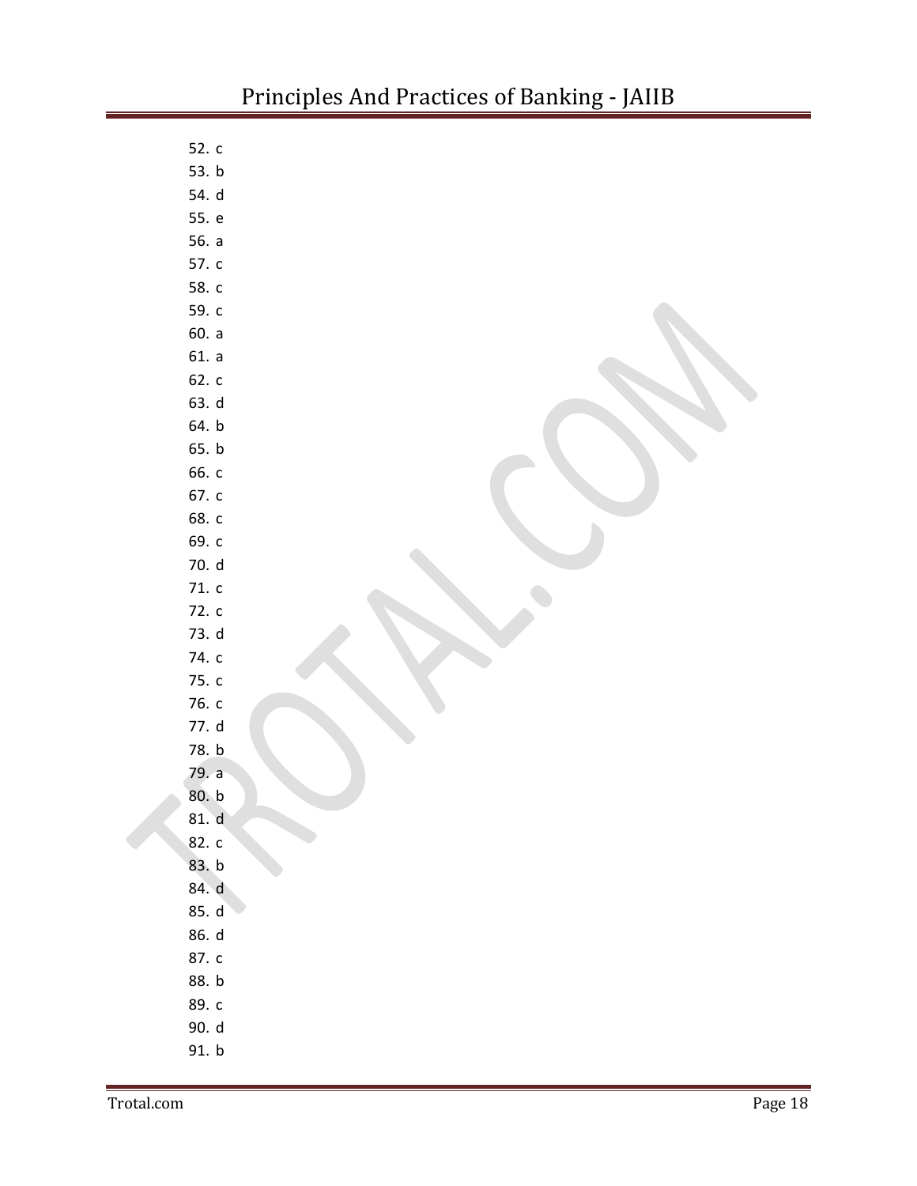52. c
53. b
54. d
55. e
56. a
57. c
58. c
59. c
60. a
61. a
62. c
63. d
64. b
65. b
66. c
67. c
68. c
69. c
70. d
71. c
72. c
73. d
74. c
75. c
76. c
77. d
78. b
79. a
80. b
81. d
82. c
83. b
84. d
85. d
86. d
87. c
88. b
89. c
90. d
91. b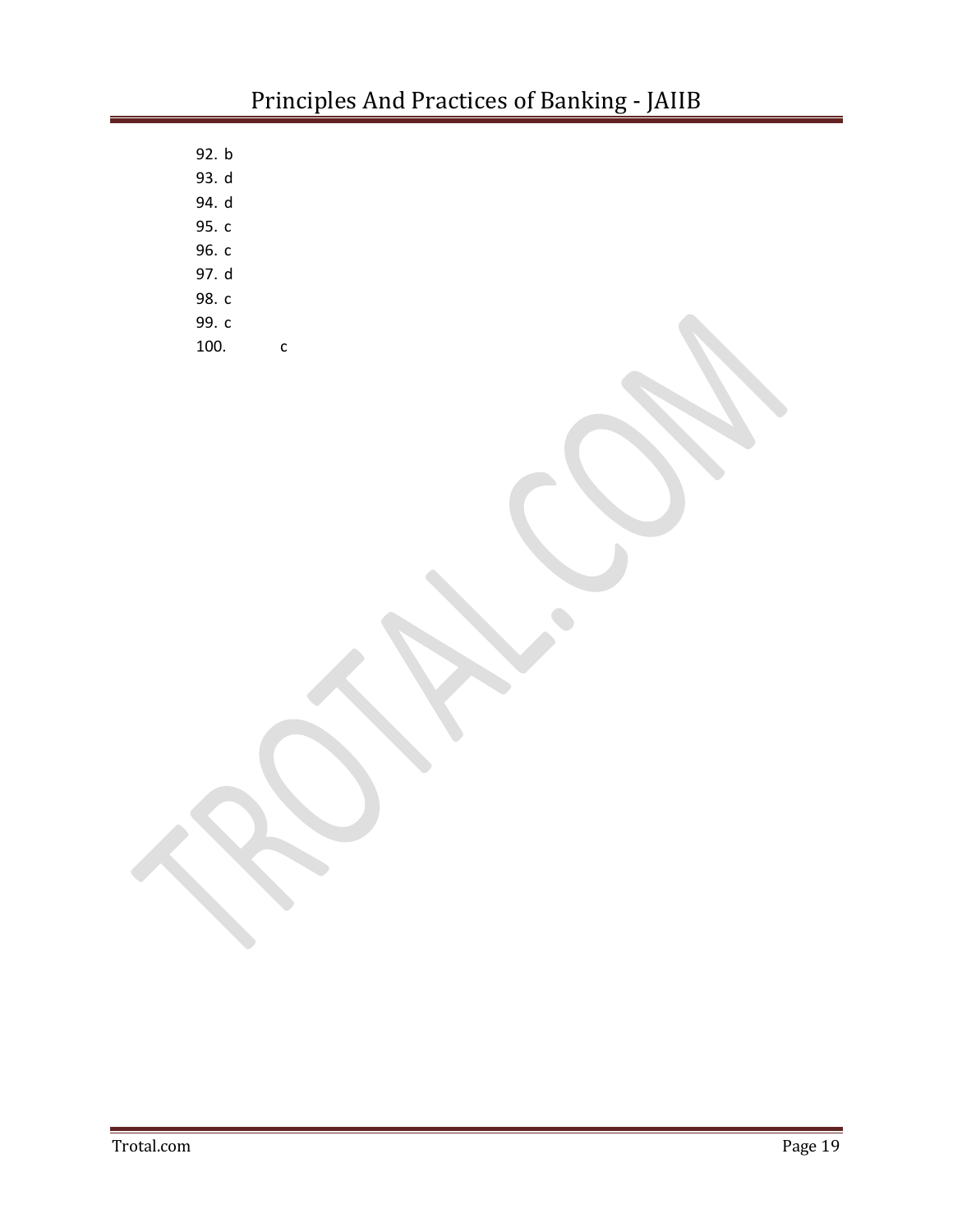92. b
93. d
94. d
95. c
96. c
97. d
98. c
99. c
100. c